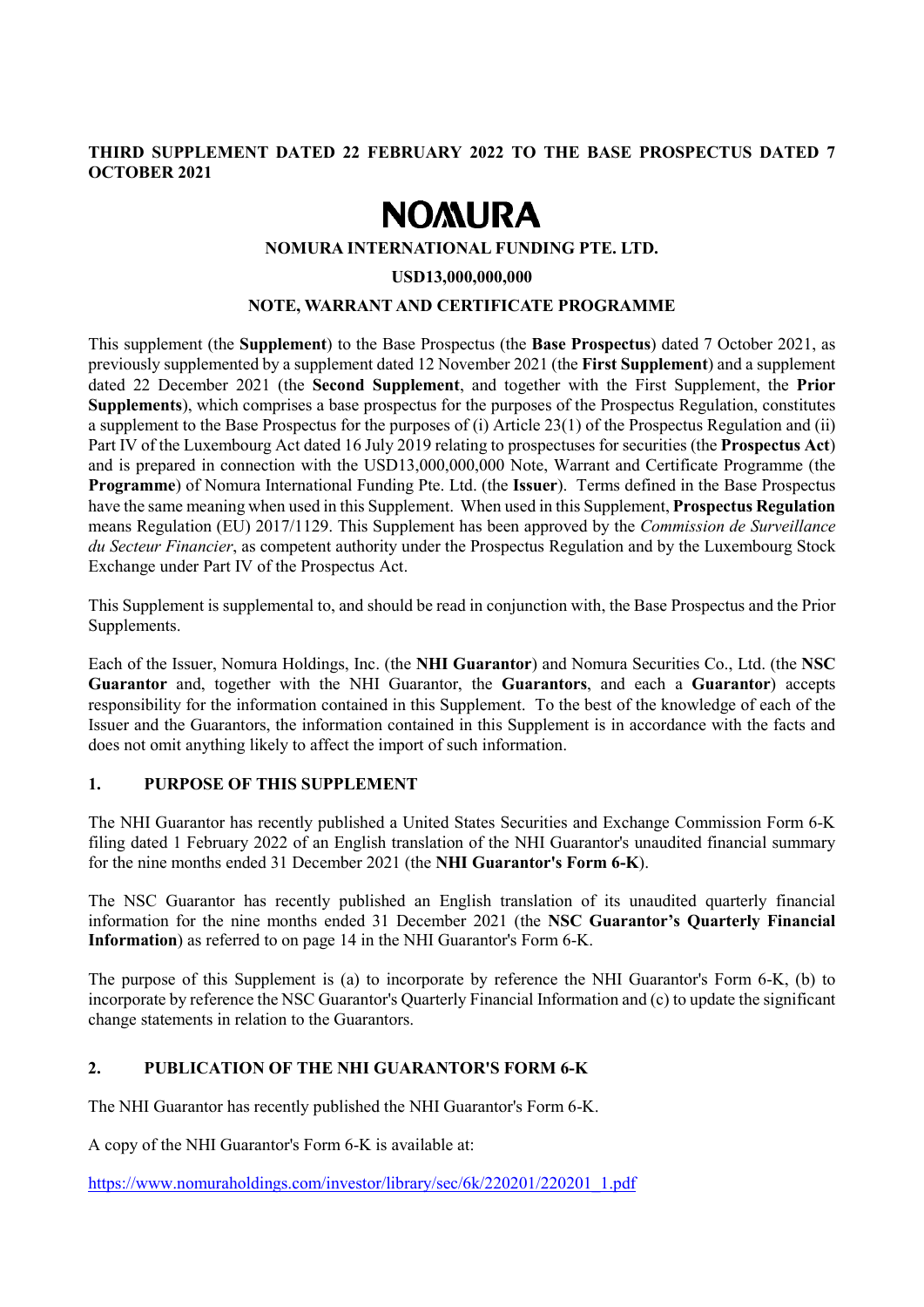**THIRD SUPPLEMENT DATED 22 FEBRUARY 2022 TO THE BASE PROSPECTUS DATED 7 OCTOBER 2021**

# NOMURA

**NOMURA INTERNATIONAL FUNDING PTE. LTD.**

**USD13,000,000,000**

**NOTE, WARRANT AND CERTIFICATE PROGRAMME**

This supplement (the **Supplement**) to the Base Prospectus (the **Base Prospectus**) dated 7 October 2021, as previously supplemented by a supplement dated 12 November 2021 (the **First Supplement**) and a supplement dated 22 December 2021 (the **Second Supplement**, and together with the First Supplement, the **Prior Supplements**), which comprises a base prospectus for the purposes of the Prospectus Regulation, constitutes a supplement to the Base Prospectus for the purposes of (i) Article 23(1) of the Prospectus Regulation and (ii) Part IV of the Luxembourg Act dated 16 July 2019 relating to prospectuses for securities (the **Prospectus Act**) and is prepared in connection with the USD13,000,000,000 Note, Warrant and Certificate Programme (the **Programme**) of Nomura International Funding Pte. Ltd. (the **Issuer**). Terms defined in the Base Prospectus have the same meaning when used in this Supplement. When used in this Supplement, **Prospectus Regulation** means Regulation (EU) 2017/1129. This Supplement has been approved by the *Commission de Surveillance du Secteur Financier*, as competent authority under the Prospectus Regulation and by the Luxembourg Stock Exchange under Part IV of the Prospectus Act.

This Supplement is supplemental to, and should be read in conjunction with, the Base Prospectus and the Prior Supplements.

Each of the Issuer, Nomura Holdings, Inc. (the **NHI Guarantor**) and Nomura Securities Co., Ltd. (the **NSC Guarantor** and, together with the NHI Guarantor, the **Guarantors**, and each a **Guarantor**) accepts responsibility for the information contained in this Supplement. To the best of the knowledge of each of the Issuer and the Guarantors, the information contained in this Supplement is in accordance with the facts and does not omit anything likely to affect the import of such information.

## 1. PURPOSE OF THIS SUPPLEMENT

The NHI Guarantor has recently published a United States Securities and Exchange Commission Form 6-K filing dated 1 February 2022 of an English translation of the NHI Guarantor's unaudited financial summary for the nine months ended 31 December 2021 (the **NHI Guarantor's Form 6-K**).

The NSC Guarantor has recently published an English translation of its unaudited quarterly financial information for the nine months ended 31 December 2021 (the **NSC Guarantor's Quarterly Financial Information**) as referred to on page 14 in the NHI Guarantor's Form 6-K.

The purpose of this Supplement is (a) to incorporate by reference the NHI Guarantor's Form 6-K, (b) to incorporate by reference the NSC Guarantor's Quarterly Financial Information and (c) to update the significant change statements in relation to the Guarantors.

## 2. PUBLICATION OF THE NHI GUARANTOR'S FORM 6-K

The NHI Guarantor has recently published the NHI Guarantor's Form 6-K.

A copy of the NHI Guarantor's Form 6-K is available at:

https://www.nomuraholdings.com/investor/library/sec/6k/220201/220201_1.pdf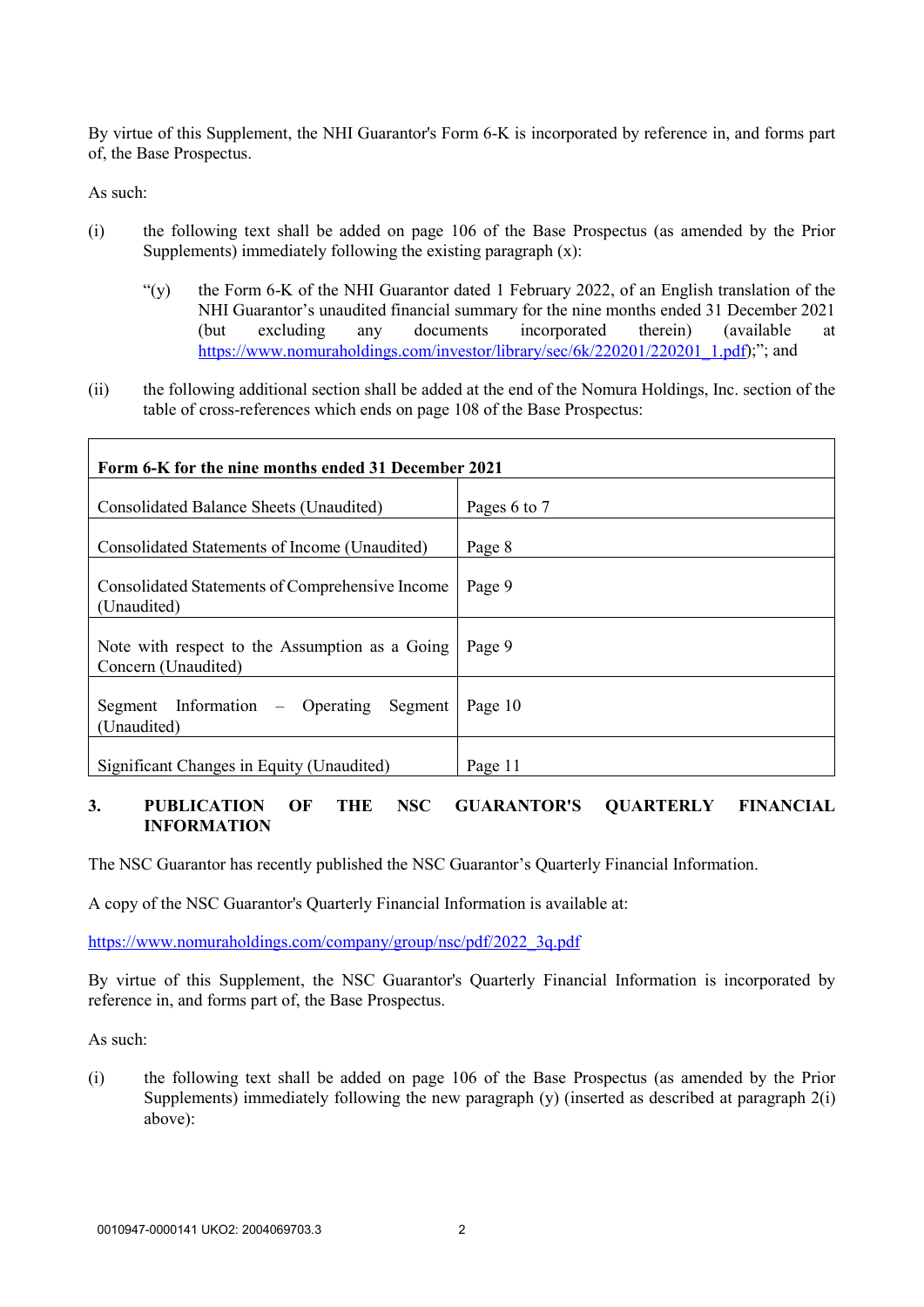By virtue of this Supplement, the NHI Guarantor's Form 6-K is incorporated by reference in, and forms part of, the Base Prospectus.

As such:

(i) the following text shall be added on page 106 of the Base Prospectus (as amended by the Prior Supplements) immediately following the existing paragraph (x):

> "(y) the Form 6-K of the NHI Guarantor dated 1 February 2022, of an English translation of the NHI Guarantor's unaudited financial summary for the nine months ended 31 December 2021 (but excluding any documents incorporated therein) (available at https://www.nomuraholdings.com/investor/library/sec/6k/220201/220201_1.pdf);"; and

(ii) the following additional section shall be added at the end of the Nomura Holdings, Inc. section of the table of cross-references which ends on page 108 of the Base Prospectus:

| **Form 6-K for the nine months ended 31 December 2021** | |
|---|---|
| Consolidated Balance Sheets (Unaudited) | Pages 6 to 7 |
| Consolidated Statements of Income (Unaudited) | Page 8 |
| Consolidated Statements of Comprehensive Income (Unaudited) | Page 9 |
| Note with respect to the Assumption as a Going Concern (Unaudited) | Page 9 |
| Segment Information – Operating Segment (Unaudited) | Page 10 |
| Significant Changes in Equity (Unaudited) | Page 11 |

## 3. PUBLICATION OF THE NSC GUARANTOR'S QUARTERLY FINANCIAL INFORMATION

The NSC Guarantor has recently published the NSC Guarantor's Quarterly Financial Information.

A copy of the NSC Guarantor's Quarterly Financial Information is available at:

https://www.nomuraholdings.com/company/group/nsc/pdf/2022_3q.pdf

By virtue of this Supplement, the NSC Guarantor's Quarterly Financial Information is incorporated by reference in, and forms part of, the Base Prospectus.

As such:

(i) the following text shall be added on page 106 of the Base Prospectus (as amended by the Prior Supplements) immediately following the new paragraph (y) (inserted as described at paragraph 2(i) above):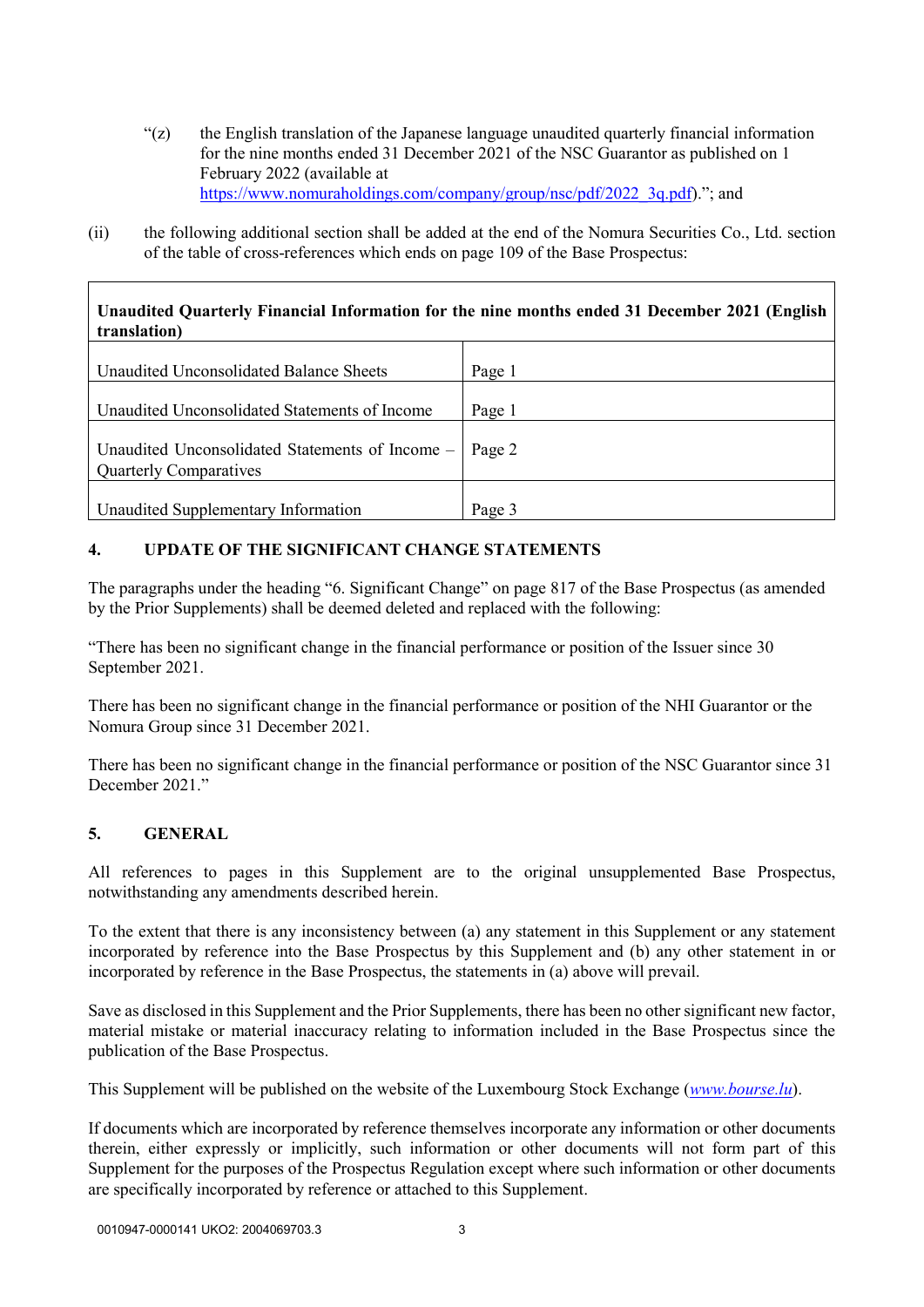"(z) the English translation of the Japanese language unaudited quarterly financial information for the nine months ended 31 December 2021 of the NSC Guarantor as published on 1 February 2022 (available at https://www.nomuraholdings.com/company/group/nsc/pdf/2022_3q.pdf)."; and

(ii) the following additional section shall be added at the end of the Nomura Securities Co., Ltd. section of the table of cross-references which ends on page 109 of the Base Prospectus:

| **Unaudited Quarterly Financial Information for the nine months ended 31 December 2021 (English translation)** | |
|---|---|
| Unaudited Unconsolidated Balance Sheets | Page 1 |
| Unaudited Unconsolidated Statements of Income | Page 1 |
| Unaudited Unconsolidated Statements of Income – Quarterly Comparatives | Page 2 |
| Unaudited Supplementary Information | Page 3 |

## 4. UPDATE OF THE SIGNIFICANT CHANGE STATEMENTS

The paragraphs under the heading "6. Significant Change" on page 817 of the Base Prospectus (as amended by the Prior Supplements) shall be deemed deleted and replaced with the following:

"There has been no significant change in the financial performance or position of the Issuer since 30 September 2021.

There has been no significant change in the financial performance or position of the NHI Guarantor or the Nomura Group since 31 December 2021.

There has been no significant change in the financial performance or position of the NSC Guarantor since 31 December 2021."

## 5. GENERAL

All references to pages in this Supplement are to the original unsupplemented Base Prospectus, notwithstanding any amendments described herein.

To the extent that there is any inconsistency between (a) any statement in this Supplement or any statement incorporated by reference into the Base Prospectus by this Supplement and (b) any other statement in or incorporated by reference in the Base Prospectus, the statements in (a) above will prevail.

Save as disclosed in this Supplement and the Prior Supplements, there has been no other significant new factor, material mistake or material inaccuracy relating to information included in the Base Prospectus since the publication of the Base Prospectus.

This Supplement will be published on the website of the Luxembourg Stock Exchange (*www.bourse.lu*).

If documents which are incorporated by reference themselves incorporate any information or other documents therein, either expressly or implicitly, such information or other documents will not form part of this Supplement for the purposes of the Prospectus Regulation except where such information or other documents are specifically incorporated by reference or attached to this Supplement.